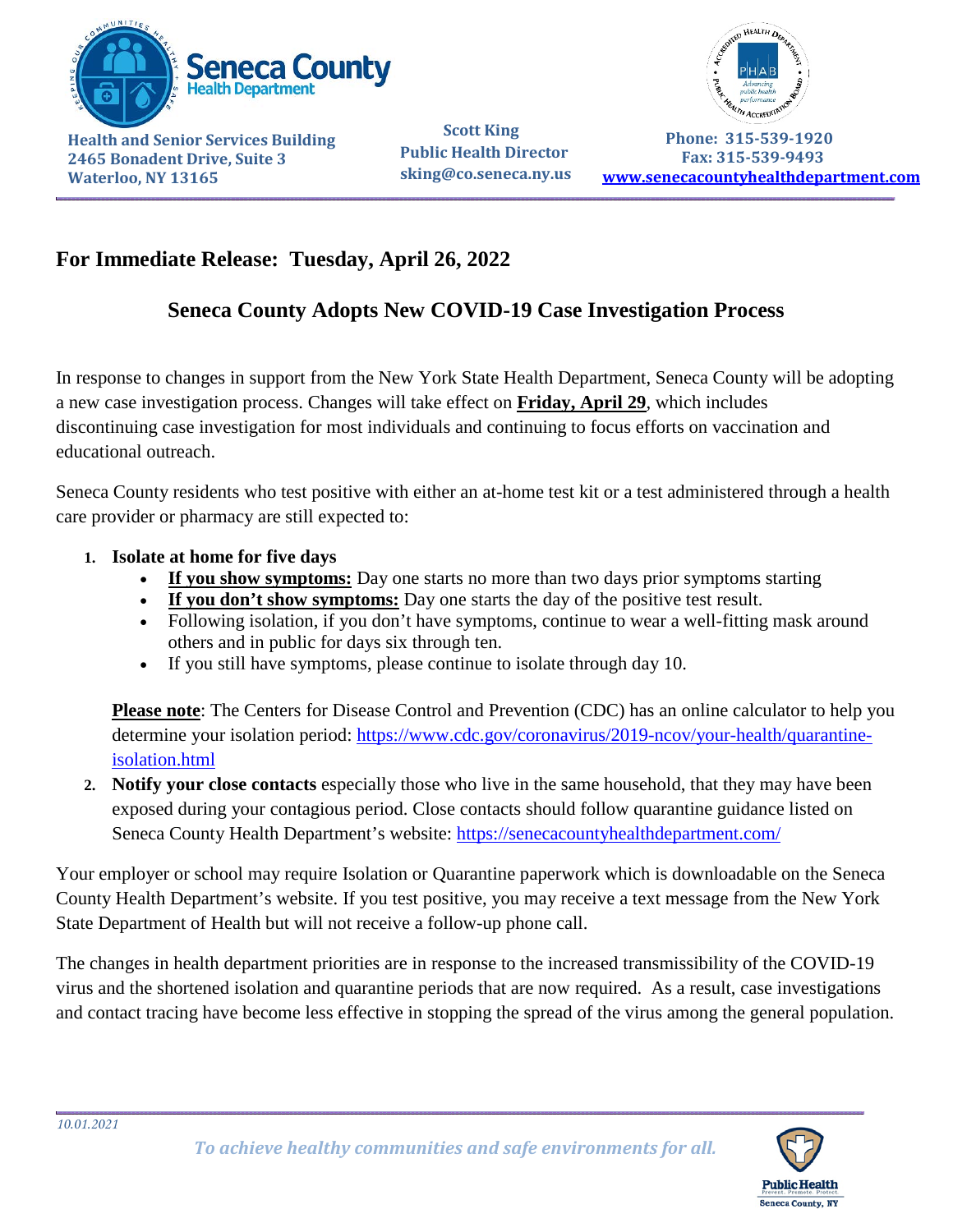**Seneca County Health Department**

**Health and Senior Services Building**
**2465 Bonadent Drive, Suite 3**
**Waterloo, NY 13165**

**Scott King**
**Public Health Director**
**sking@co.seneca.ny.us**

**Phone: 315-539-1920**
**Fax: 315-539-9493**
**www.senecacountyhealthdepartment.com**

## For Immediate Release: Tuesday, April 26, 2022

### Seneca County Adopts New COVID-19 Case Investigation Process

In response to changes in support from the New York State Health Department, Seneca County will be adopting a new case investigation process. Changes will take effect on **Friday, April 29**, which includes discontinuing case investigation for most individuals and continuing to focus efforts on vaccination and educational outreach.

Seneca County residents who test positive with either an at-home test kit or a test administered through a health care provider or pharmacy are still expected to:

1. **Isolate at home for five days**
   - **If you show symptoms:** Day one starts no more than two days prior symptoms starting
   - **If you don't show symptoms:** Day one starts the day of the positive test result.
   - Following isolation, if you don't have symptoms, continue to wear a well-fitting mask around others and in public for days six through ten.
   - If you still have symptoms, please continue to isolate through day 10.

   **Please note**: The Centers for Disease Control and Prevention (CDC) has an online calculator to help you determine your isolation period: https://www.cdc.gov/coronavirus/2019-ncov/your-health/quarantine-isolation.html

2. **Notify your close contacts** especially those who live in the same household, that they may have been exposed during your contagious period. Close contacts should follow quarantine guidance listed on Seneca County Health Department's website: https://senecacountyhealthdepartment.com/

Your employer or school may require Isolation or Quarantine paperwork which is downloadable on the Seneca County Health Department's website. If you test positive, you may receive a text message from the New York State Department of Health but will not receive a follow-up phone call.

The changes in health department priorities are in response to the increased transmissibility of the COVID-19 virus and the shortened isolation and quarantine periods that are now required. As a result, case investigations and contact tracing have become less effective in stopping the spread of the virus among the general population.

*To achieve healthy communities and safe environments for all.*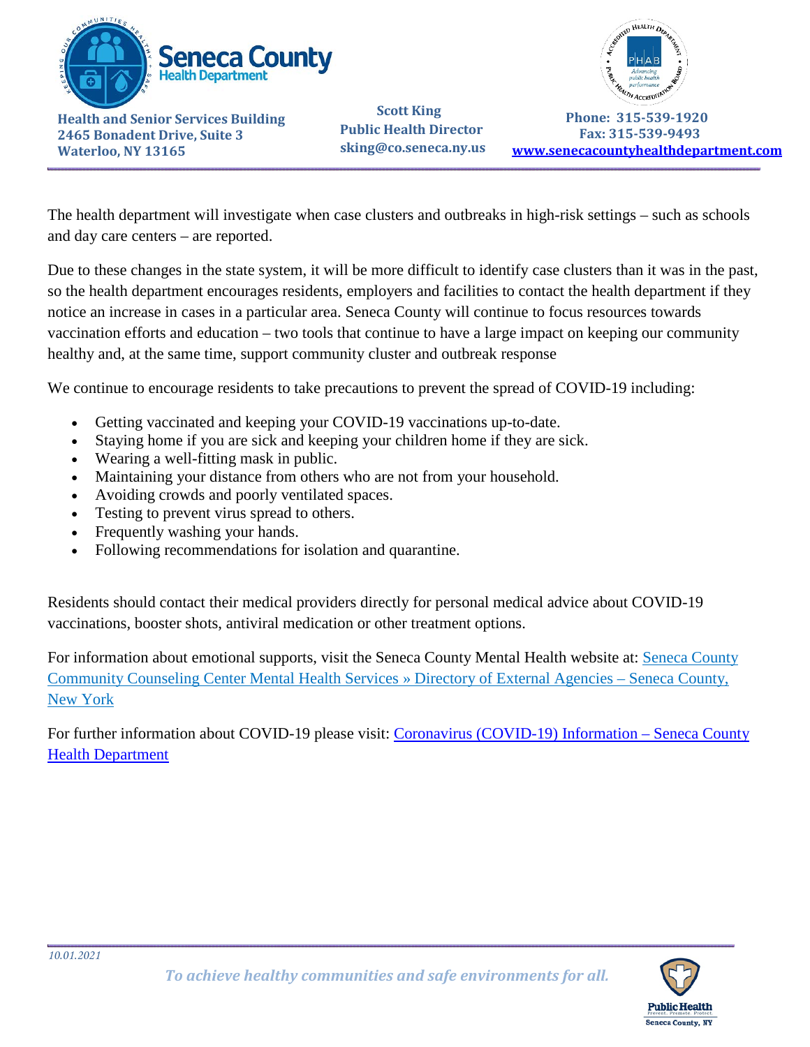The health department will investigate when case clusters and outbreaks in high-risk settings – such as schools and day care centers – are reported.

Due to these changes in the state system, it will be more difficult to identify case clusters than it was in the past, so the health department encourages residents, employers and facilities to contact the health department if they notice an increase in cases in a particular area. Seneca County will continue to focus resources towards vaccination efforts and education – two tools that continue to have a large impact on keeping our community healthy and, at the same time, support community cluster and outbreak response

We continue to encourage residents to take precautions to prevent the spread of COVID-19 including:

- Getting vaccinated and keeping your COVID-19 vaccinations up-to-date.
- Staying home if you are sick and keeping your children home if they are sick.
- Wearing a well-fitting mask in public.
- Maintaining your distance from others who are not from your household.
- Avoiding crowds and poorly ventilated spaces.
- Testing to prevent virus spread to others.
- Frequently washing your hands.
- Following recommendations for isolation and quarantine.

Residents should contact their medical providers directly for personal medical advice about COVID-19 vaccinations, booster shots, antiviral medication or other treatment options.

For information about emotional supports, visit the Seneca County Mental Health website at: [Seneca County Community Counseling Center Mental Health Services » Directory of External Agencies – Seneca County, New York]

For further information about COVID-19 please visit: [Coronavirus (COVID-19) Information – Seneca County Health Department]